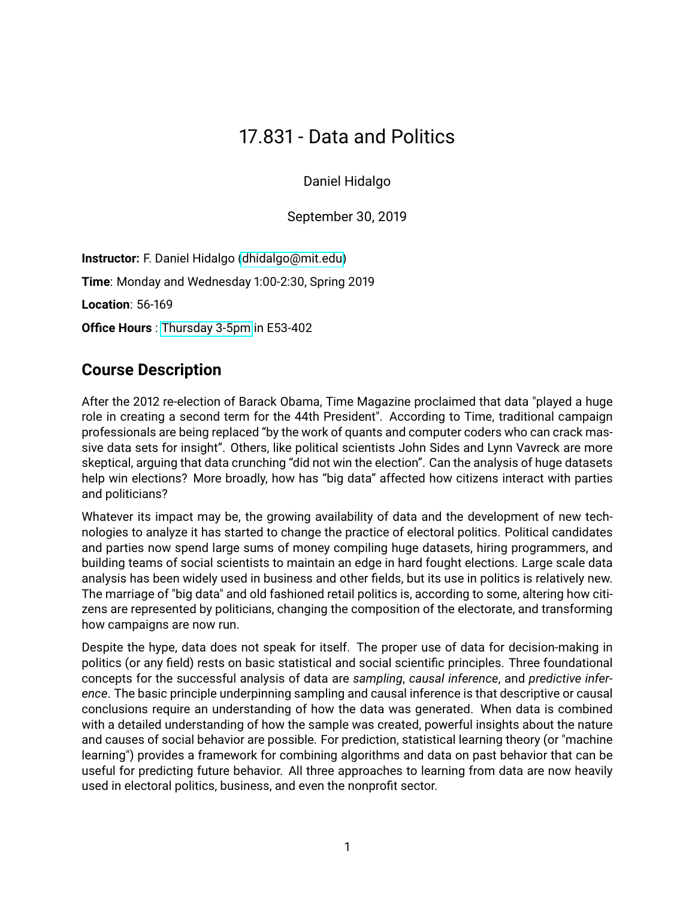# 17.831 - Data and Politics

Daniel Hidalgo

September 30, 2019

**Instructor:** F. Daniel Hidalgo (dhidalgo@mit.edu)

**Time**: Monday and Wednesday 1:00-2:30, Spring 2019

**Location**: 56-169

**Office Hours** : Thursday 3-5pm in E53-402

## Course Description

After the 2012 re-election of Barack Obama, Time Magazine proclaimed that data "played a huge role in creating a second term for the 44th President". According to Time, traditional campaign professionals are being replaced "by the work of quants and computer coders who can crack massive data sets for insight". Others, like political scientists John Sides and Lynn Vavreck are more skeptical, arguing that data crunching "did not win the election". Can the analysis of huge datasets help win elections? More broadly, how has "big data" affected how citizens interact with parties and politicians?

Whatever its impact may be, the growing availability of data and the development of new technologies to analyze it has started to change the practice of electoral politics. Political candidates and parties now spend large sums of money compiling huge datasets, hiring programmers, and building teams of social scientists to maintain an edge in hard fought elections. Large scale data analysis has been widely used in business and other fields, but its use in politics is relatively new. The marriage of "big data" and old fashioned retail politics is, according to some, altering how citizens are represented by politicians, changing the composition of the electorate, and transforming how campaigns are now run.

Despite the hype, data does not speak for itself. The proper use of data for decision-making in politics (or any field) rests on basic statistical and social scientific principles. Three foundational concepts for the successful analysis of data are *sampling*, *causal inference*, and *predictive inference*. The basic principle underpinning sampling and causal inference is that descriptive or causal conclusions require an understanding of how the data was generated. When data is combined with a detailed understanding of how the sample was created, powerful insights about the nature and causes of social behavior are possible. For prediction, statistical learning theory (or "machine learning") provides a framework for combining algorithms and data on past behavior that can be useful for predicting future behavior. All three approaches to learning from data are now heavily used in electoral politics, business, and even the nonprofit sector.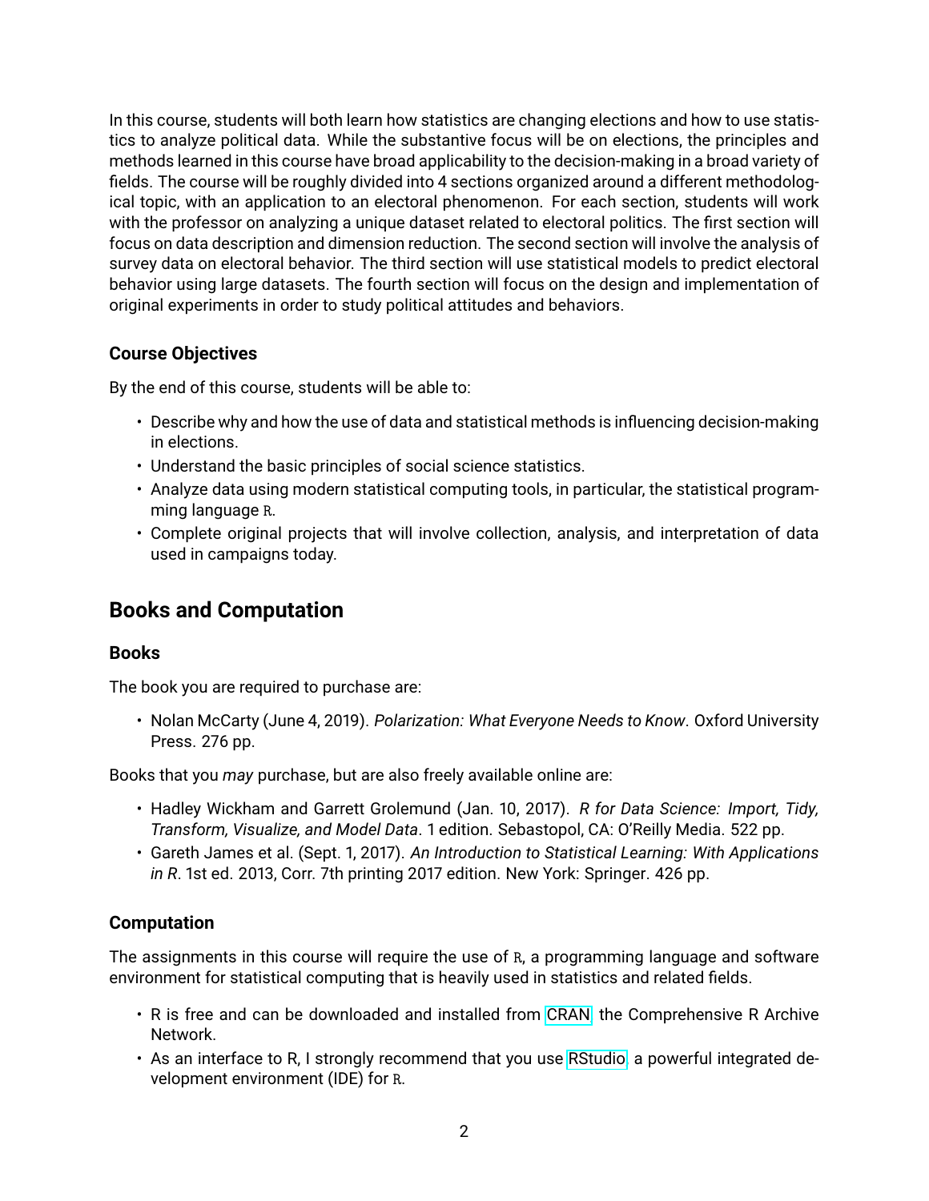In this course, students will both learn how statistics are changing elections and how to use statistics to analyze political data. While the substantive focus will be on elections, the principles and methods learned in this course have broad applicability to the decision-making in a broad variety of fields. The course will be roughly divided into 4 sections organized around a different methodological topic, with an application to an electoral phenomenon. For each section, students will work with the professor on analyzing a unique dataset related to electoral politics. The first section will focus on data description and dimension reduction. The second section will involve the analysis of survey data on electoral behavior. The third section will use statistical models to predict electoral behavior using large datasets. The fourth section will focus on the design and implementation of original experiments in order to study political attitudes and behaviors.

### Course Objectives

By the end of this course, students will be able to:

- Describe why and how the use of data and statistical methods is influencing decision-making in elections.
- Understand the basic principles of social science statistics.
- Analyze data using modern statistical computing tools, in particular, the statistical programming language R.
- Complete original projects that will involve collection, analysis, and interpretation of data used in campaigns today.

## Books and Computation

### Books

The book you are required to purchase are:

- Nolan McCarty (June 4, 2019). *Polarization: What Everyone Needs to Know*. Oxford University Press. 276 pp.

Books that you *may* purchase, but are also freely available online are:

- Hadley Wickham and Garrett Grolemund (Jan. 10, 2017). *R for Data Science: Import, Tidy, Transform, Visualize, and Model Data*. 1 edition. Sebastopol, CA: O'Reilly Media. 522 pp.
- Gareth James et al. (Sept. 1, 2017). *An Introduction to Statistical Learning: With Applications in R*. 1st ed. 2013, Corr. 7th printing 2017 edition. New York: Springer. 426 pp.

### Computation

The assignments in this course will require the use of R, a programming language and software environment for statistical computing that is heavily used in statistics and related fields.

- R is free and can be downloaded and installed from CRAN, the Comprehensive R Archive Network.
- As an interface to R, I strongly recommend that you use RStudio, a powerful integrated development environment (IDE) for R.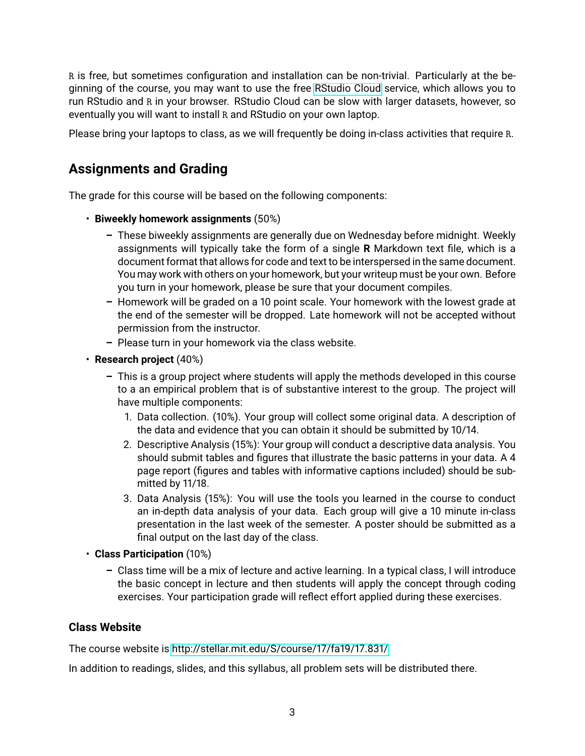R is free, but sometimes configuration and installation can be non-trivial. Particularly at the beginning of the course, you may want to use the free RStudio Cloud service, which allows you to run RStudio and R in your browser. RStudio Cloud can be slow with larger datasets, however, so eventually you will want to install R and RStudio on your own laptop.

Please bring your laptops to class, as we will frequently be doing in-class activities that require R.

## Assignments and Grading

The grade for this course will be based on the following components:

- **Biweekly homework assignments** (50%)
  - These biweekly assignments are generally due on Wednesday before midnight. Weekly assignments will typically take the form of a single **R** Markdown text file, which is a document format that allows for code and text to be interspersed in the same document. You may work with others on your homework, but your writeup must be your own. Before you turn in your homework, please be sure that your document compiles.
  - Homework will be graded on a 10 point scale. Your homework with the lowest grade at the end of the semester will be dropped. Late homework will not be accepted without permission from the instructor.
  - Please turn in your homework via the class website.
- **Research project** (40%)
  - This is a group project where students will apply the methods developed in this course to a an empirical problem that is of substantive interest to the group. The project will have multiple components:
    1. Data collection. (10%). Your group will collect some original data. A description of the data and evidence that you can obtain it should be submitted by 10/14.
    2. Descriptive Analysis (15%): Your group will conduct a descriptive data analysis. You should submit tables and figures that illustrate the basic patterns in your data. A 4 page report (figures and tables with informative captions included) should be submitted by 11/18.
    3. Data Analysis (15%): You will use the tools you learned in the course to conduct an in-depth data analysis of your data. Each group will give a 10 minute in-class presentation in the last week of the semester. A poster should be submitted as a final output on the last day of the class.
- **Class Participation** (10%)
  - Class time will be a mix of lecture and active learning. In a typical class, I will introduce the basic concept in lecture and then students will apply the concept through coding exercises. Your participation grade will reflect effort applied during these exercises.

### Class Website

The course website is http://stellar.mit.edu/S/course/17/fa19/17.831/

In addition to readings, slides, and this syllabus, all problem sets will be distributed there.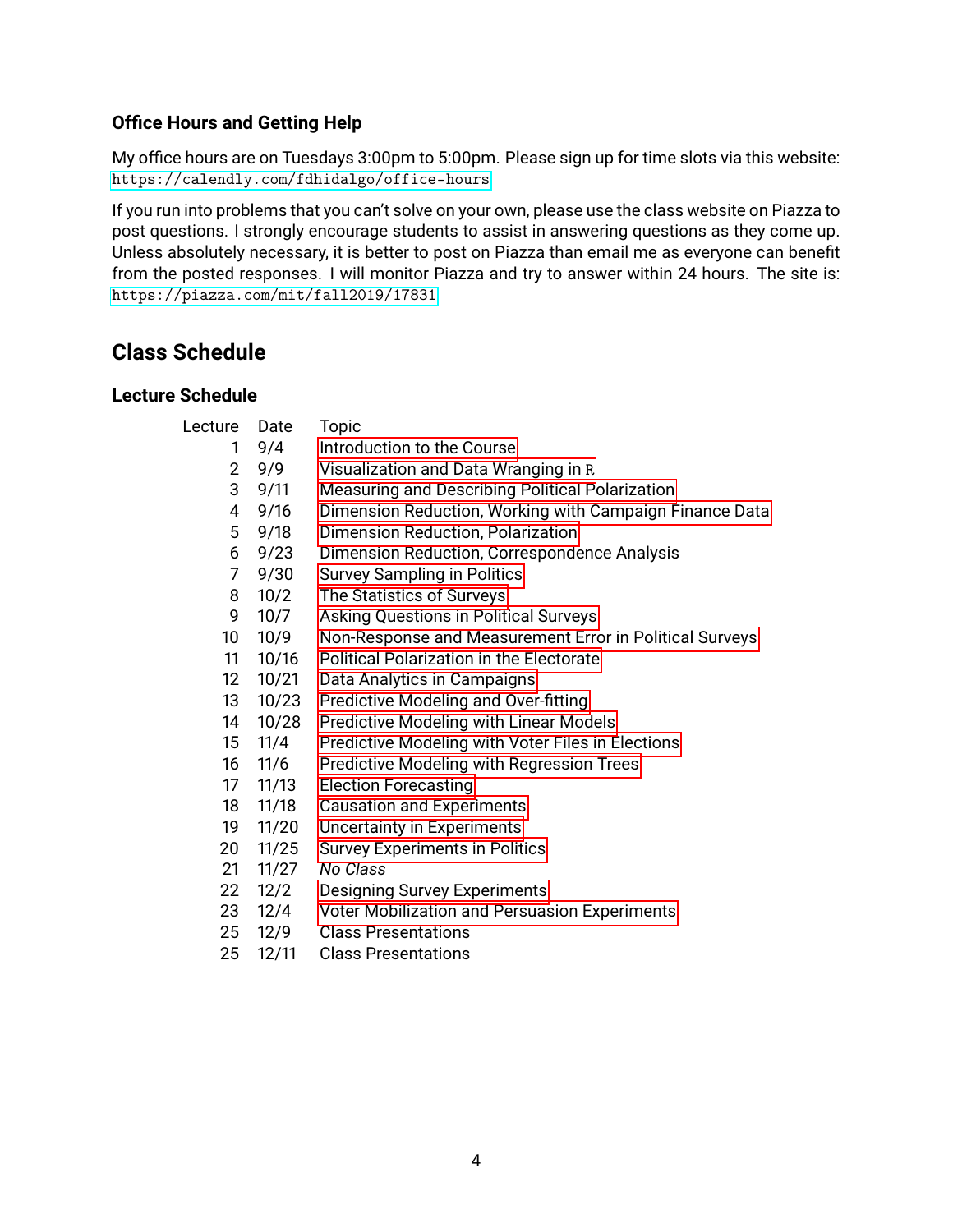### Office Hours and Getting Help

My office hours are on Tuesdays 3:00pm to 5:00pm. Please sign up for time slots via this website: https://calendly.com/fdhidalgo/office-hours

If you run into problems that you can't solve on your own, please use the class website on Piazza to post questions. I strongly encourage students to assist in answering questions as they come up. Unless absolutely necessary, it is better to post on Piazza than email me as everyone can benefit from the posted responses. I will monitor Piazza and try to answer within 24 hours. The site is: https://piazza.com/mit/fall2019/17831

## Class Schedule

### Lecture Schedule

| Lecture | Date | Topic |
|---|---|---|
| 1 | 9/4 | Introduction to the Course |
| 2 | 9/9 | Visualization and Data Wranging in R |
| 3 | 9/11 | Measuring and Describing Political Polarization |
| 4 | 9/16 | Dimension Reduction, Working with Campaign Finance Data |
| 5 | 9/18 | Dimension Reduction, Polarization |
| 6 | 9/23 | Dimension Reduction, Correspondence Analysis |
| 7 | 9/30 | Survey Sampling in Politics |
| 8 | 10/2 | The Statistics of Surveys |
| 9 | 10/7 | Asking Questions in Political Surveys |
| 10 | 10/9 | Non-Response and Measurement Error in Political Surveys |
| 11 | 10/16 | Political Polarization in the Electorate |
| 12 | 10/21 | Data Analytics in Campaigns |
| 13 | 10/23 | Predictive Modeling and Over-fitting |
| 14 | 10/28 | Predictive Modeling with Linear Models |
| 15 | 11/4 | Predictive Modeling with Voter Files in Elections |
| 16 | 11/6 | Predictive Modeling with Regression Trees |
| 17 | 11/13 | Election Forecasting |
| 18 | 11/18 | Causation and Experiments |
| 19 | 11/20 | Uncertainty in Experiments |
| 20 | 11/25 | Survey Experiments in Politics |
| 21 | 11/27 | *No Class* |
| 22 | 12/2 | Designing Survey Experiments |
| 23 | 12/4 | Voter Mobilization and Persuasion Experiments |
| 25 | 12/9 | Class Presentations |
| 25 | 12/11 | Class Presentations |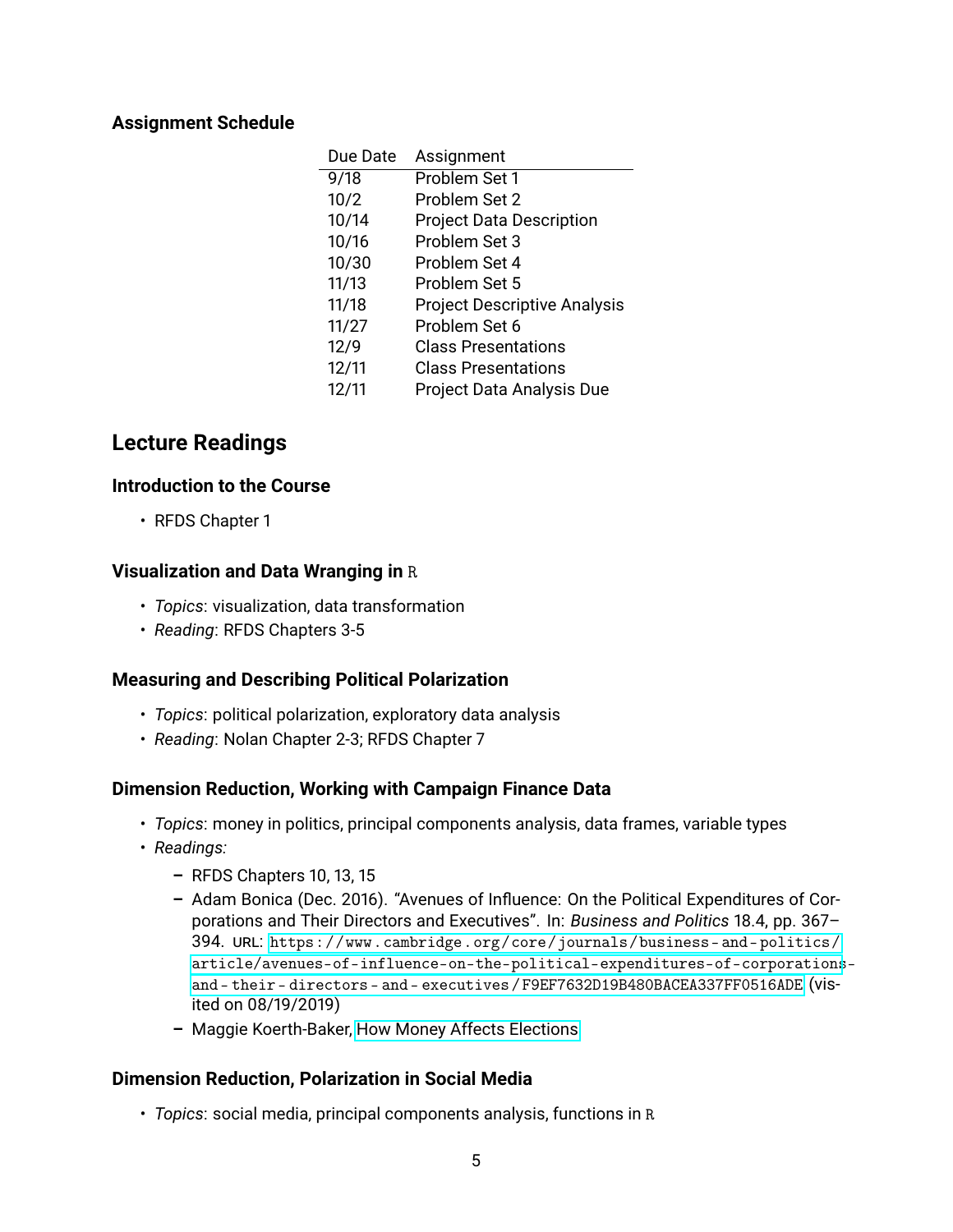### Assignment Schedule

| Due Date | Assignment |
|---|---|
| 9/18 | Problem Set 1 |
| 10/2 | Problem Set 2 |
| 10/14 | Project Data Description |
| 10/16 | Problem Set 3 |
| 10/30 | Problem Set 4 |
| 11/13 | Problem Set 5 |
| 11/18 | Project Descriptive Analysis |
| 11/27 | Problem Set 6 |
| 12/9 | Class Presentations |
| 12/11 | Class Presentations |
| 12/11 | Project Data Analysis Due |

## Lecture Readings

### Introduction to the Course

- RFDS Chapter 1

### Visualization and Data Wranging in R

- *Topics*: visualization, data transformation
- *Reading*: RFDS Chapters 3-5

### Measuring and Describing Political Polarization

- *Topics*: political polarization, exploratory data analysis
- *Reading*: Nolan Chapter 2-3; RFDS Chapter 7

### Dimension Reduction, Working with Campaign Finance Data

- *Topics*: money in politics, principal components analysis, data frames, variable types
- *Readings:*
  - RFDS Chapters 10, 13, 15
  - Adam Bonica (Dec. 2016). "Avenues of Influence: On the Political Expenditures of Corporations and Their Directors and Executives". In: *Business and Politics* 18.4, pp. 367–394. URL: `https://www.cambridge.org/core/journals/business-and-politics/article/avenues-of-influence-on-the-political-expenditures-of-corporations-and-their-directors-and-executives/F9EF7632D19B480BACEA337FF0516ADE` (visited on 08/19/2019)
  - Maggie Koerth-Baker, How Money Affects Elections

### Dimension Reduction, Polarization in Social Media

- *Topics*: social media, principal components analysis, functions in R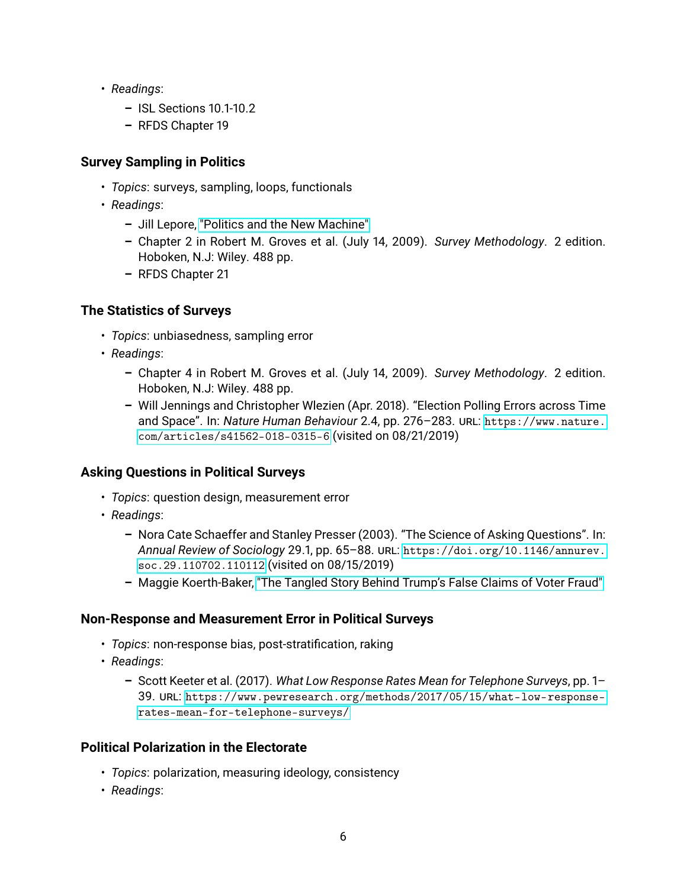- *Readings*:
  - ISL Sections 10.1-10.2
  - RFDS Chapter 19

### Survey Sampling in Politics

- *Topics*: surveys, sampling, loops, functionals
- *Readings*:
  - Jill Lepore, "Politics and the New Machine"
  - Chapter 2 in Robert M. Groves et al. (July 14, 2009). *Survey Methodology*. 2 edition. Hoboken, N.J: Wiley. 488 pp.
  - RFDS Chapter 21

### The Statistics of Surveys

- *Topics*: unbiasedness, sampling error
- *Readings*:
  - Chapter 4 in Robert M. Groves et al. (July 14, 2009). *Survey Methodology*. 2 edition. Hoboken, N.J: Wiley. 488 pp.
  - Will Jennings and Christopher Wlezien (Apr. 2018). "Election Polling Errors across Time and Space". In: *Nature Human Behaviour* 2.4, pp. 276–283. URL: https://www.nature.com/articles/s41562-018-0315-6 (visited on 08/21/2019)

### Asking Questions in Political Surveys

- *Topics*: question design, measurement error
- *Readings*:
  - Nora Cate Schaeffer and Stanley Presser (2003). "The Science of Asking Questions". In: *Annual Review of Sociology* 29.1, pp. 65–88. URL: https://doi.org/10.1146/annurev.soc.29.110702.110112 (visited on 08/15/2019)
  - Maggie Koerth-Baker, "The Tangled Story Behind Trump's False Claims of Voter Fraud"

### Non-Response and Measurement Error in Political Surveys

- *Topics*: non-response bias, post-stratification, raking
- *Readings*:
  - Scott Keeter et al. (2017). *What Low Response Rates Mean for Telephone Surveys*, pp. 1–39. URL: https://www.pewresearch.org/methods/2017/05/15/what-low-response-rates-mean-for-telephone-surveys/

### Political Polarization in the Electorate

- *Topics*: polarization, measuring ideology, consistency
- *Readings*: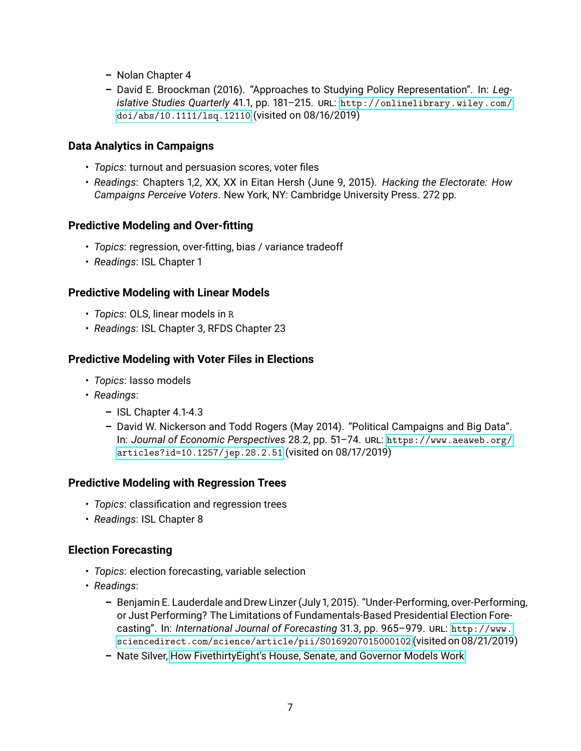- Nolan Chapter 4
  - David E. Broockman (2016). "Approaches to Studying Policy Representation". In: *Legislative Studies Quarterly* 41.1, pp. 181–215. URL: http://onlinelibrary.wiley.com/doi/abs/10.1111/lsq.12110 (visited on 08/16/2019)

### Data Analytics in Campaigns

- *Topics*: turnout and persuasion scores, voter files
- *Readings*: Chapters 1,2, XX, XX in Eitan Hersh (June 9, 2015). *Hacking the Electorate: How Campaigns Perceive Voters*. New York, NY: Cambridge University Press. 272 pp.

### Predictive Modeling and Over-fitting

- *Topics*: regression, over-fitting, bias / variance tradeoff
- *Readings*: ISL Chapter 1

### Predictive Modeling with Linear Models

- *Topics*: OLS, linear models in R
- *Readings*: ISL Chapter 3, RFDS Chapter 23

### Predictive Modeling with Voter Files in Elections

- *Topics*: lasso models
- *Readings*:
  - ISL Chapter 4.1-4.3
  - David W. Nickerson and Todd Rogers (May 2014). "Political Campaigns and Big Data". In: *Journal of Economic Perspectives* 28.2, pp. 51–74. URL: https://www.aeaweb.org/articles?id=10.1257/jep.28.2.51 (visited on 08/17/2019)

### Predictive Modeling with Regression Trees

- *Topics*: classification and regression trees
- *Readings*: ISL Chapter 8

### Election Forecasting

- *Topics*: election forecasting, variable selection
- *Readings*:
  - Benjamin E. Lauderdale and Drew Linzer (July 1, 2015). "Under-Performing, over-Performing, or Just Performing? The Limitations of Fundamentals-Based Presidential Election Forecasting". In: *International Journal of Forecasting* 31.3, pp. 965–979. URL: http://www.sciencedirect.com/science/article/pii/S0169207015000102 (visited on 08/21/2019)
  - Nate Silver, How FivethirtyEight's House, Senate, and Governor Models Work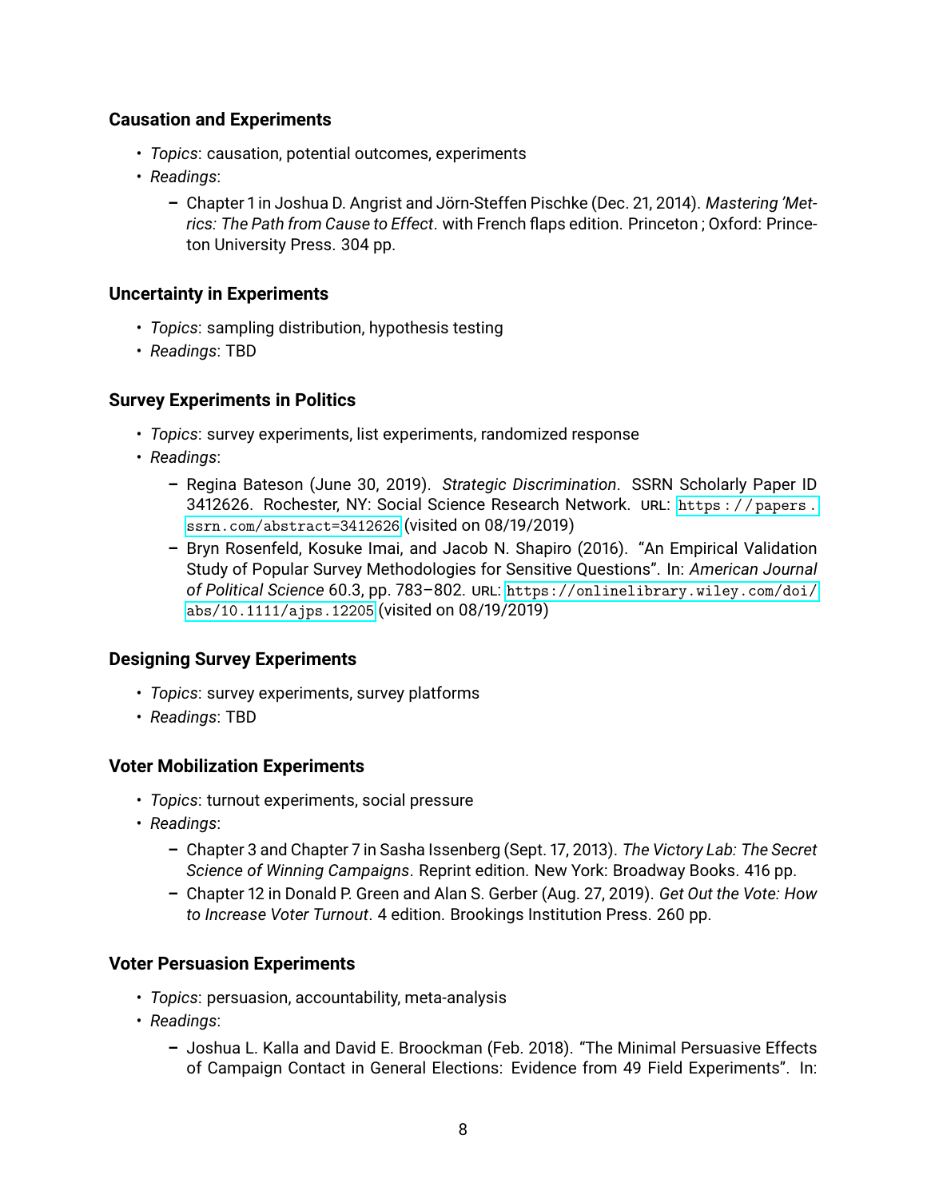### Causation and Experiments

- *Topics*: causation, potential outcomes, experiments
- *Readings*:
  - Chapter 1 in Joshua D. Angrist and Jörn-Steffen Pischke (Dec. 21, 2014). *Mastering 'Metrics: The Path from Cause to Effect*. with French flaps edition. Princeton ; Oxford: Princeton University Press. 304 pp.

### Uncertainty in Experiments

- *Topics*: sampling distribution, hypothesis testing
- *Readings*: TBD

### Survey Experiments in Politics

- *Topics*: survey experiments, list experiments, randomized response
- *Readings*:
  - Regina Bateson (June 30, 2019). *Strategic Discrimination*. SSRN Scholarly Paper ID 3412626. Rochester, NY: Social Science Research Network. URL: https://papers.ssrn.com/abstract=3412626 (visited on 08/19/2019)
  - Bryn Rosenfeld, Kosuke Imai, and Jacob N. Shapiro (2016). "An Empirical Validation Study of Popular Survey Methodologies for Sensitive Questions". In: *American Journal of Political Science* 60.3, pp. 783–802. URL: https://onlinelibrary.wiley.com/doi/abs/10.1111/ajps.12205 (visited on 08/19/2019)

### Designing Survey Experiments

- *Topics*: survey experiments, survey platforms
- *Readings*: TBD

### Voter Mobilization Experiments

- *Topics*: turnout experiments, social pressure
- *Readings*:
  - Chapter 3 and Chapter 7 in Sasha Issenberg (Sept. 17, 2013). *The Victory Lab: The Secret Science of Winning Campaigns*. Reprint edition. New York: Broadway Books. 416 pp.
  - Chapter 12 in Donald P. Green and Alan S. Gerber (Aug. 27, 2019). *Get Out the Vote: How to Increase Voter Turnout*. 4 edition. Brookings Institution Press. 260 pp.

### Voter Persuasion Experiments

- *Topics*: persuasion, accountability, meta-analysis
- *Readings*:
  - Joshua L. Kalla and David E. Broockman (Feb. 2018). "The Minimal Persuasive Effects of Campaign Contact in General Elections: Evidence from 49 Field Experiments". In: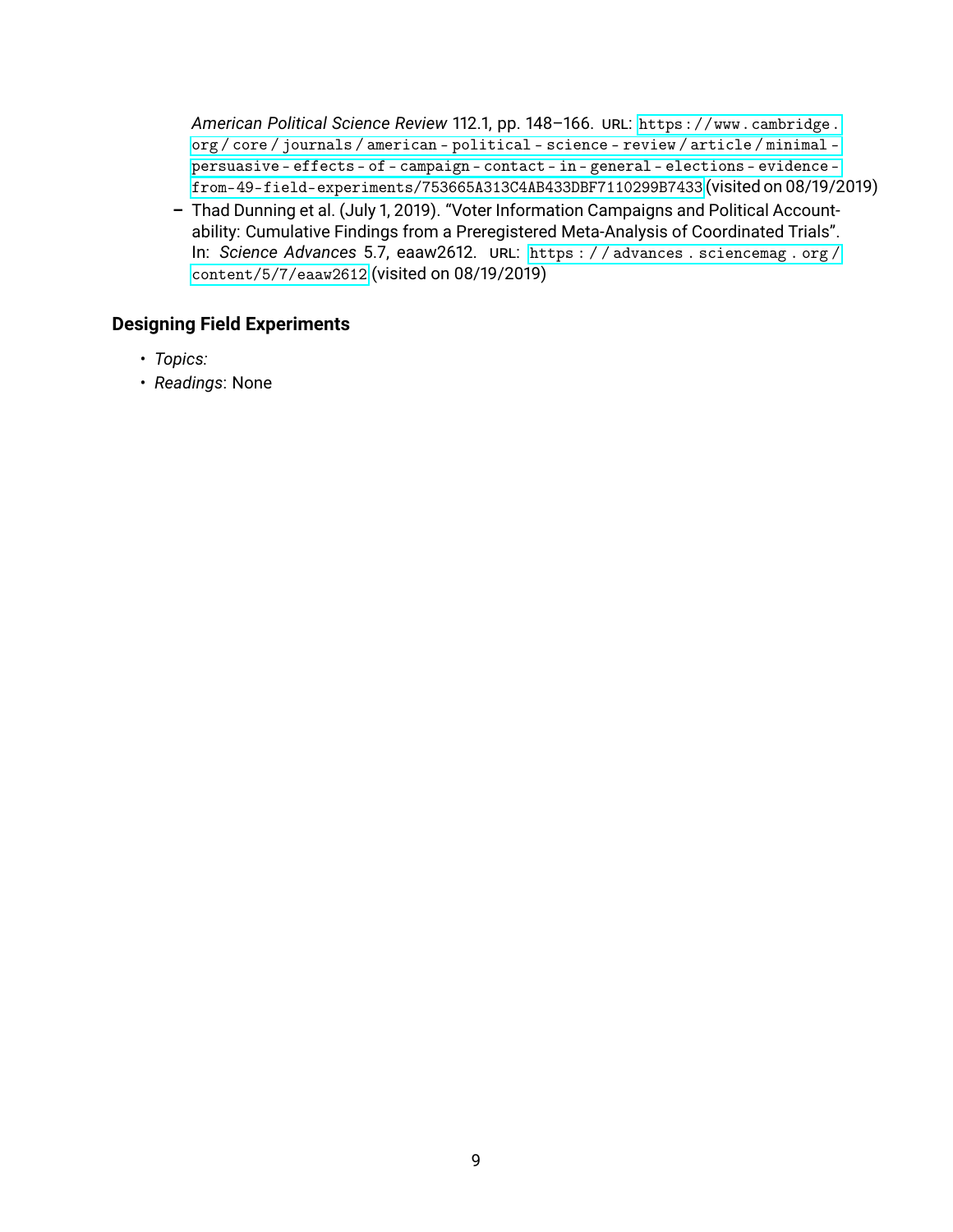*American Political Science Review* 112.1, pp. 148–166. URL: https://www.cambridge.org/core/journals/american-political-science-review/article/minimal-persuasive-effects-of-campaign-contact-in-general-elections-evidence-from-49-field-experiments/753665A313C4AB433DBF7110299B7433 (visited on 08/19/2019)

  - Thad Dunning et al. (July 1, 2019). "Voter Information Campaigns and Political Accountability: Cumulative Findings from a Preregistered Meta-Analysis of Coordinated Trials". In: *Science Advances* 5.7, eaaw2612. URL: https://advances.sciencemag.org/content/5/7/eaaw2612 (visited on 08/19/2019)

### Designing Field Experiments

- *Topics:*
- *Readings*: None